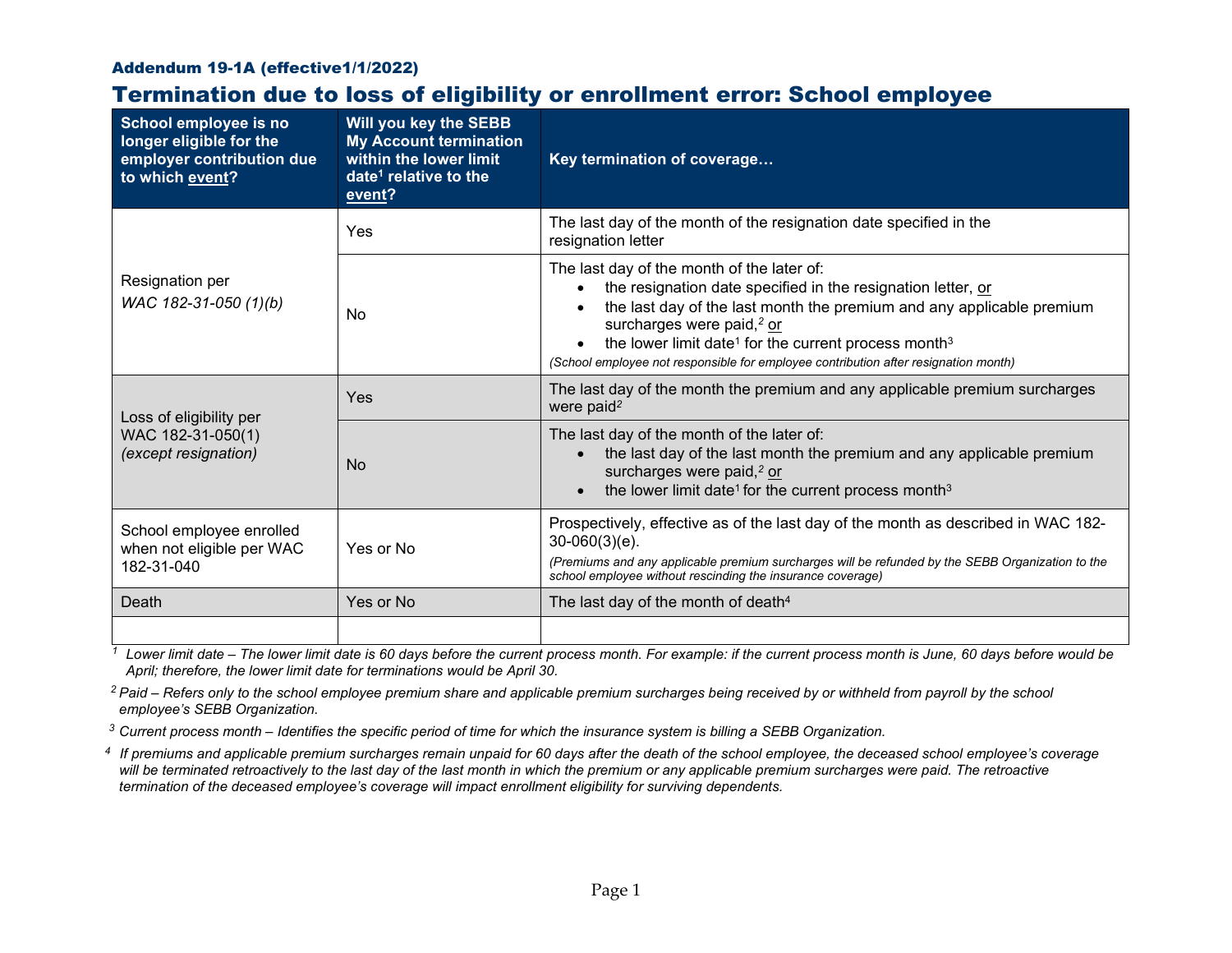Addendum 19-1A (effective1/1/2022)

# Termination due to loss of eligibility or enrollment error: School employee

| School employee is no longer eligible for the employer contribution due to which event? | Will you key the SEBB My Account termination within the lower limit date[1] relative to the event? | Key termination of coverage… |
|---|---|---|
| Resignation per *WAC 182-31-050 (1)(b)* | Yes | The last day of the month of the resignation date specified in the resignation letter |
| | No | The last day of the month of the later of:<br>• the resignation date specified in the resignation letter, or<br>• the last day of the last month the premium and any applicable premium surcharges were paid,[2] or<br>• the lower limit date[1] for the current process month[3]<br>*(School employee not responsible for employee contribution after resignation month)* |
| Loss of eligibility per WAC 182-31-050(1) *(except resignation)* | Yes | The last day of the month the premium and any applicable premium surcharges were paid[2] |
| | No | The last day of the month of the later of:<br>• the last day of the last month the premium and any applicable premium surcharges were paid,[2] or<br>• the lower limit date[1] for the current process month[3] |
| School employee enrolled when not eligible per WAC 182-31-040 | Yes or No | Prospectively, effective as of the last day of the month as described in WAC 182-30-060(3)(e).<br>*(Premiums and any applicable premium surcharges will be refunded by the SEBB Organization to the school employee without rescinding the insurance coverage)* |
| Death | Yes or No | The last day of the month of death[4] |
| | | |

[1] *Lower limit date – The lower limit date is 60 days before the current process month. For example: if the current process month is June, 60 days before would be April; therefore, the lower limit date for terminations would be April 30.*

[2] *Paid – Refers only to the school employee premium share and applicable premium surcharges being received by or withheld from payroll by the school employee's SEBB Organization.*

[3] *Current process month – Identifies the specific period of time for which the insurance system is billing a SEBB Organization.*

[4] *If premiums and applicable premium surcharges remain unpaid for 60 days after the death of the school employee, the deceased school employee's coverage will be terminated retroactively to the last day of the last month in which the premium or any applicable premium surcharges were paid. The retroactive termination of the deceased employee's coverage will impact enrollment eligibility for surviving dependents.*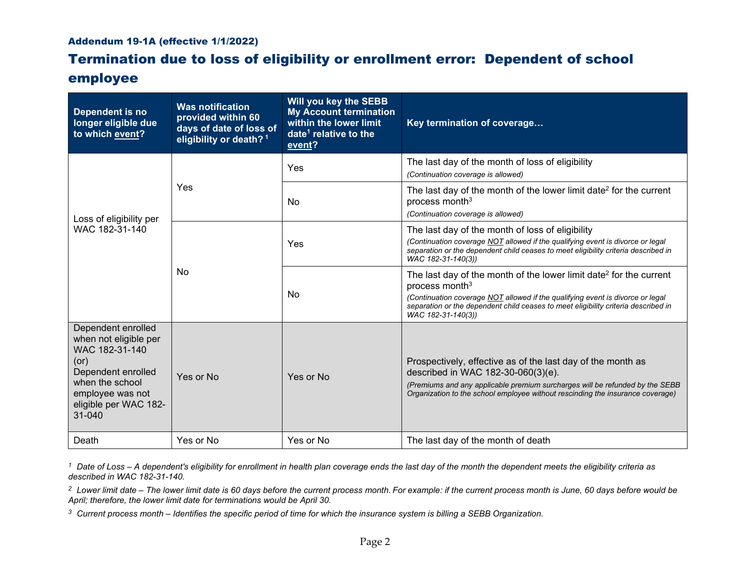Addendum 19-1A (effective 1/1/2022)

## Termination due to loss of eligibility or enrollment error: Dependent of school employee

| Dependent is no longer eligible due to which event? | Was notification provided within 60 days of date of loss of eligibility or death? [1] | Will you key the SEBB My Account termination within the lower limit date[1] relative to the event? | Key termination of coverage… |
|---|---|---|---|
| Loss of eligibility per WAC 182-31-140 | Yes | Yes | The last day of the month of loss of eligibility *(Continuation coverage is allowed)* |
| | | No | The last day of the month of the lower limit date[2] for the current process month[3] *(Continuation coverage is allowed)* |
| | No | Yes | The last day of the month of loss of eligibility *(Continuation coverage NOT allowed if the qualifying event is divorce or legal separation or the dependent child ceases to meet eligibility criteria described in WAC 182-31-140(3))* |
| | | No | The last day of the month of the lower limit date[2] for the current process month[3] *(Continuation coverage NOT allowed if the qualifying event is divorce or legal separation or the dependent child ceases to meet eligibility criteria described in WAC 182-31-140(3))* |
| Dependent enrolled when not eligible per WAC 182-31-140 (or) Dependent enrolled when the school employee was not eligible per WAC 182-31-040 | Yes or No | Yes or No | Prospectively, effective as of the last day of the month as described in WAC 182-30-060(3)(e). *(Premiums and any applicable premium surcharges will be refunded by the SEBB Organization to the school employee without rescinding the insurance coverage)* |
| Death | Yes or No | Yes or No | The last day of the month of death |

*[1] Date of Loss – A dependent's eligibility for enrollment in health plan coverage ends the last day of the month the dependent meets the eligibility criteria as described in WAC 182-31-140.*

*[2] Lower limit date – The lower limit date is 60 days before the current process month. For example: if the current process month is June, 60 days before would be April; therefore, the lower limit date for terminations would be April 30.*

*[3] Current process month – Identifies the specific period of time for which the insurance system is billing a SEBB Organization.*